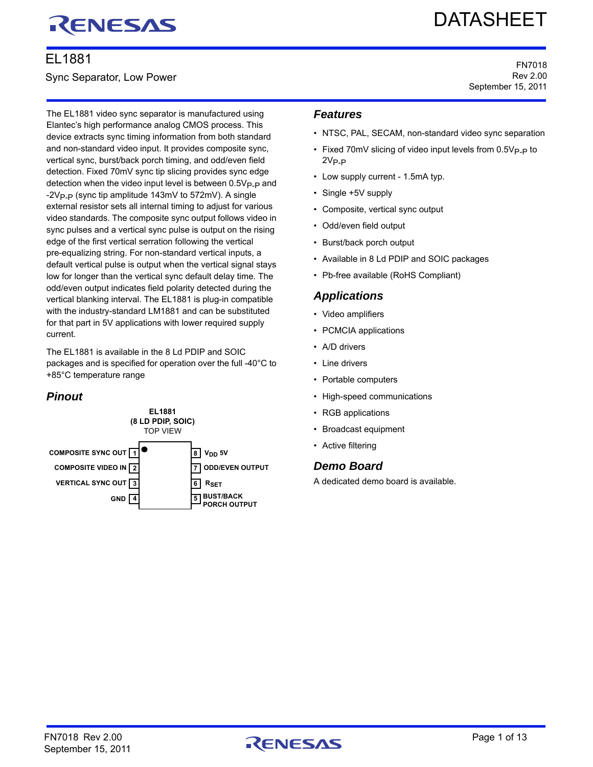# EL1881

Sync Separator, Low Power

FN7018
Rev 2.00
September 15, 2011

The EL1881 video sync separator is manufactured using Elantec's high performance analog CMOS process. This device extracts sync timing information from both standard and non-standard video input. It provides composite sync, vertical sync, burst/back porch timing, and odd/even field detection. Fixed 70mV sync tip slicing provides sync edge detection when the video input level is between $0.5V_{P-P}$ and $-2V_{P-P}$ (sync tip amplitude 143mV to 572mV). A single external resistor sets all internal timing to adjust for various video standards. The composite sync output follows video in sync pulses and a vertical sync pulse is output on the rising edge of the first vertical serration following the vertical pre-equalizing string. For non-standard vertical inputs, a default vertical pulse is output when the vertical signal stays low for longer than the vertical sync default delay time. The odd/even output indicates field polarity detected during the vertical blanking interval. The EL1881 is plug-in compatible with the industry-standard LM1881 and can be substituted for that part in 5V applications with lower required supply current.

The EL1881 is available in the 8 Ld PDIP and SOIC packages and is specified for operation over the full -40°C to +85°C temperature range

## Pinout

**EL1881**
**(8 LD PDIP, SOIC)**
TOP VIEW

| Pin | Name | Pin | Name |
|---|---|---|---|
| 1 | COMPOSITE SYNC OUT | 8 | $V_{DD}$ 5V |
| 2 | COMPOSITE VIDEO IN | 7 | ODD/EVEN OUTPUT |
| 3 | VERTICAL SYNC OUT | 6 | $R_{SET}$ |
| 4 | GND | 5 | BUST/BACK PORCH OUTPUT |

## Features

- NTSC, PAL, SECAM, non-standard video sync separation
- Fixed 70mV slicing of video input levels from $0.5V_{P-P}$ to $2V_{P-P}$
- Low supply current - 1.5mA typ.
- Single +5V supply
- Composite, vertical sync output
- Odd/even field output
- Burst/back porch output
- Available in 8 Ld PDIP and SOIC packages
- Pb-free available (RoHS Compliant)

## Applications

- Video amplifiers
- PCMCIA applications
- A/D drivers
- Line drivers
- Portable computers
- High-speed communications
- RGB applications
- Broadcast equipment
- Active filtering

## Demo Board

A dedicated demo board is available.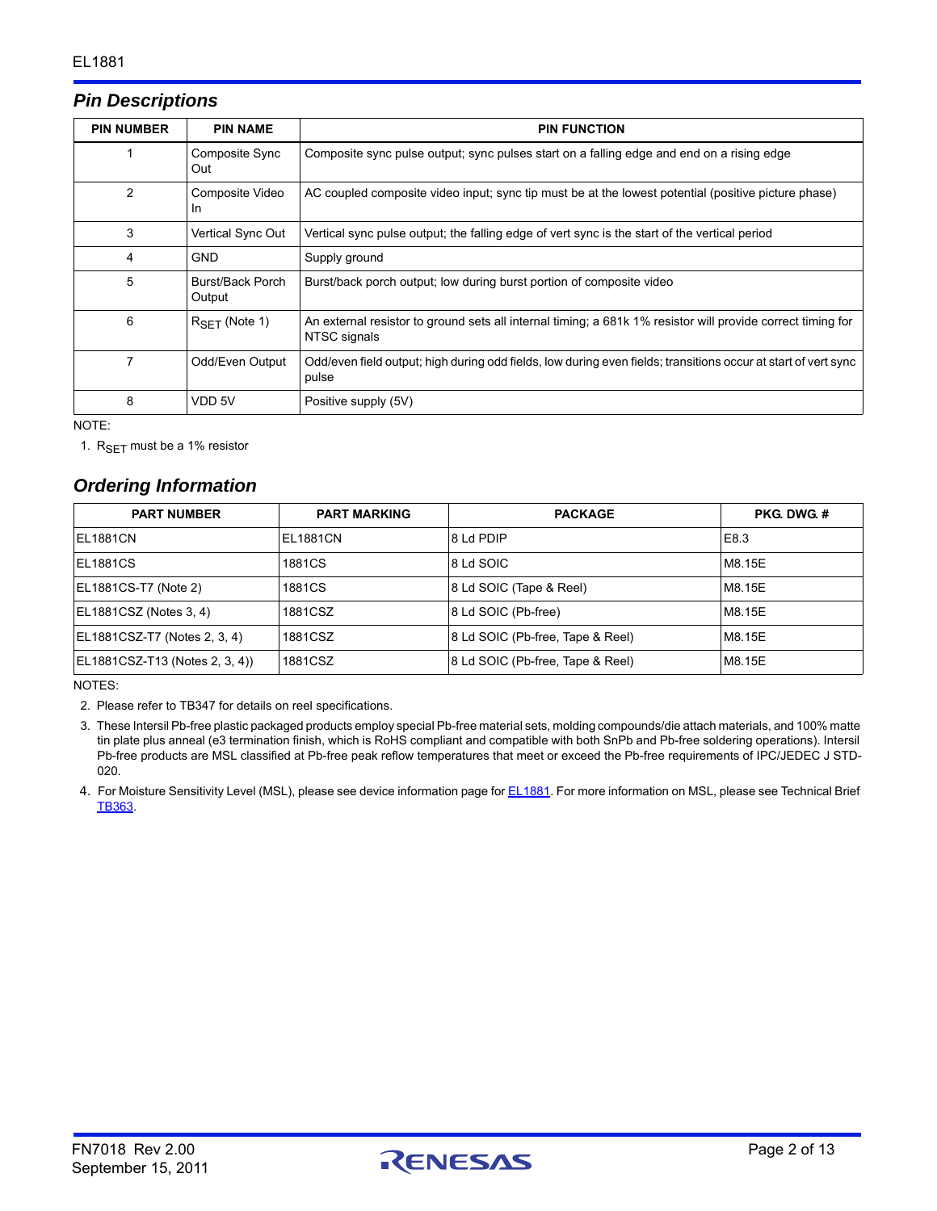## Pin Descriptions

| PIN NUMBER | PIN NAME | PIN FUNCTION |
|---|---|---|
| 1 | Composite Sync Out | Composite sync pulse output; sync pulses start on a falling edge and end on a rising edge |
| 2 | Composite Video In | AC coupled composite video input; sync tip must be at the lowest potential (positive picture phase) |
| 3 | Vertical Sync Out | Vertical sync pulse output; the falling edge of vert sync is the start of the vertical period |
| 4 | GND | Supply ground |
| 5 | Burst/Back Porch Output | Burst/back porch output; low during burst portion of composite video |
| 6 | $R_{SET}$ (Note 1) | An external resistor to ground sets all internal timing; a 681k 1% resistor will provide correct timing for NTSC signals |
| 7 | Odd/Even Output | Odd/even field output; high during odd fields, low during even fields; transitions occur at start of vert sync pulse |
| 8 | VDD 5V | Positive supply (5V) |

NOTE:

1. $R_{SET}$ must be a 1% resistor

## Ordering Information

| PART NUMBER | PART MARKING | PACKAGE | PKG. DWG. # |
|---|---|---|---|
| EL1881CN | EL1881CN | 8 Ld PDIP | E8.3 |
| EL1881CS | 1881CS | 8 Ld SOIC | M8.15E |
| EL1881CS-T7 (Note 2) | 1881CS | 8 Ld SOIC (Tape & Reel) | M8.15E |
| EL1881CSZ (Notes 3, 4) | 1881CSZ | 8 Ld SOIC (Pb-free) | M8.15E |
| EL1881CSZ-T7 (Notes 2, 3, 4) | 1881CSZ | 8 Ld SOIC (Pb-free, Tape & Reel) | M8.15E |
| EL1881CSZ-T13 (Notes 2, 3, 4)) | 1881CSZ | 8 Ld SOIC (Pb-free, Tape & Reel) | M8.15E |

NOTES:

2. Please refer to TB347 for details on reel specifications.
3. These Intersil Pb-free plastic packaged products employ special Pb-free material sets, molding compounds/die attach materials, and 100% matte tin plate plus anneal (e3 termination finish, which is RoHS compliant and compatible with both SnPb and Pb-free soldering operations). Intersil Pb-free products are MSL classified at Pb-free peak reflow temperatures that meet or exceed the Pb-free requirements of IPC/JEDEC J STD-020.
4. For Moisture Sensitivity Level (MSL), please see device information page for EL1881. For more information on MSL, please see Technical Brief TB363.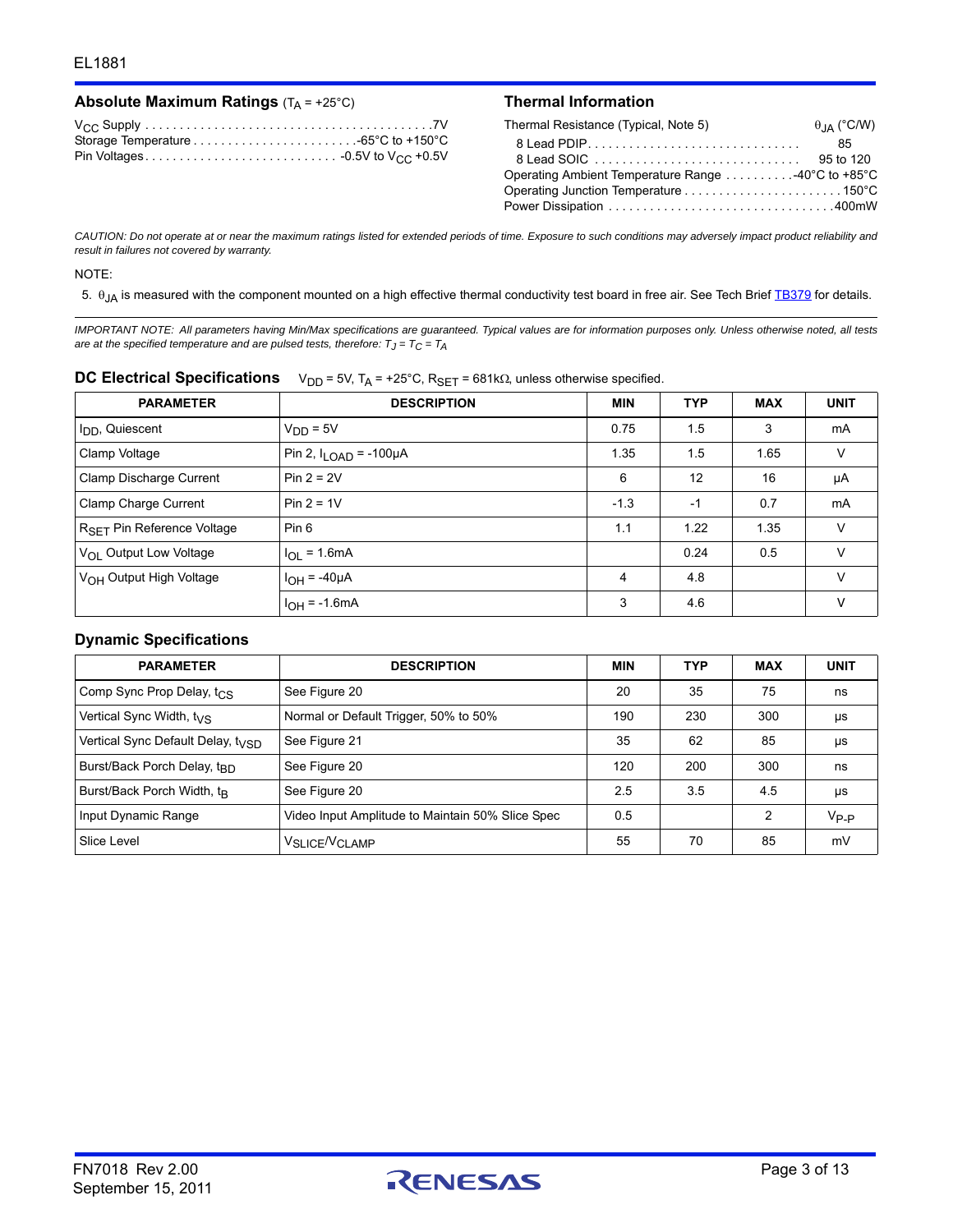## Absolute Maximum Ratings ($T_A$ = +25°C)

$V_{CC}$ Supply . . . . . . . . . . . . . . . . . . . . . . . . . . . . . . . . . . . . . . . . . .7V
Storage Temperature . . . . . . . . . . . . . . . . . . . . . . . .-65°C to +150°C
Pin Voltages . . . . . . . . . . . . . . . . . . . . . . . . . . . . -0.5V to $V_{CC}$ +0.5V

## Thermal Information

| Thermal Resistance (Typical, Note 5) | $\theta_{JA}$ (°C/W) |
|---|---|
| 8 Lead PDIP | 85 |
| 8 Lead SOIC | 95 to 120 |

Operating Ambient Temperature Range . . . . . . . . . .-40°C to +85°C
Operating Junction Temperature . . . . . . . . . . . . . . . . . . . . . . .150°C
Power Dissipation . . . . . . . . . . . . . . . . . . . . . . . . . . . . . . . .400mW

*CAUTION: Do not operate at or near the maximum ratings listed for extended periods of time. Exposure to such conditions may adversely impact product reliability and result in failures not covered by warranty.*

NOTE:

5. $\theta_{JA}$ is measured with the component mounted on a high effective thermal conductivity test board in free air. See Tech Brief TB379 for details.

*IMPORTANT NOTE: All parameters having Min/Max specifications are guaranteed. Typical values are for information purposes only. Unless otherwise noted, all tests are at the specified temperature and are pulsed tests, therefore: $T_J = T_C = T_A$*

## DC Electrical Specifications

$V_{DD}$ = 5V, $T_A$ = +25°C, $R_{SET}$ = 681kΩ, unless otherwise specified.

| PARAMETER | DESCRIPTION | MIN | TYP | MAX | UNIT |
|---|---|---|---|---|---|
| $I_{DD}$, Quiescent | $V_{DD}$ = 5V | 0.75 | 1.5 | 3 | mA |
| Clamp Voltage | Pin 2, $I_{LOAD}$ = -100µA | 1.35 | 1.5 | 1.65 | V |
| Clamp Discharge Current | Pin 2 = 2V | 6 | 12 | 16 | µA |
| Clamp Charge Current | Pin 2 = 1V | -1.3 | -1 | 0.7 | mA |
| $R_{SET}$ Pin Reference Voltage | Pin 6 | 1.1 | 1.22 | 1.35 | V |
| $V_{OL}$ Output Low Voltage | $I_{OL}$ = 1.6mA | | 0.24 | 0.5 | V |
| $V_{OH}$ Output High Voltage | $I_{OH}$ = -40µA | 4 | 4.8 | | V |
| | $I_{OH}$ = -1.6mA | 3 | 4.6 | | V |

## Dynamic Specifications

| PARAMETER | DESCRIPTION | MIN | TYP | MAX | UNIT |
|---|---|---|---|---|---|
| Comp Sync Prop Delay, $t_{CS}$ | See Figure 20 | 20 | 35 | 75 | ns |
| Vertical Sync Width, $t_{VS}$ | Normal or Default Trigger, 50% to 50% | 190 | 230 | 300 | µs |
| Vertical Sync Default Delay, $t_{VSD}$ | See Figure 21 | 35 | 62 | 85 | µs |
| Burst/Back Porch Delay, $t_{BD}$ | See Figure 20 | 120 | 200 | 300 | ns |
| Burst/Back Porch Width, $t_B$ | See Figure 20 | 2.5 | 3.5 | 4.5 | µs |
| Input Dynamic Range | Video Input Amplitude to Maintain 50% Slice Spec | 0.5 | | 2 | $V_{P-P}$ |
| Slice Level | $V_{SLICE}/V_{CLAMP}$ | 55 | 70 | 85 | mV |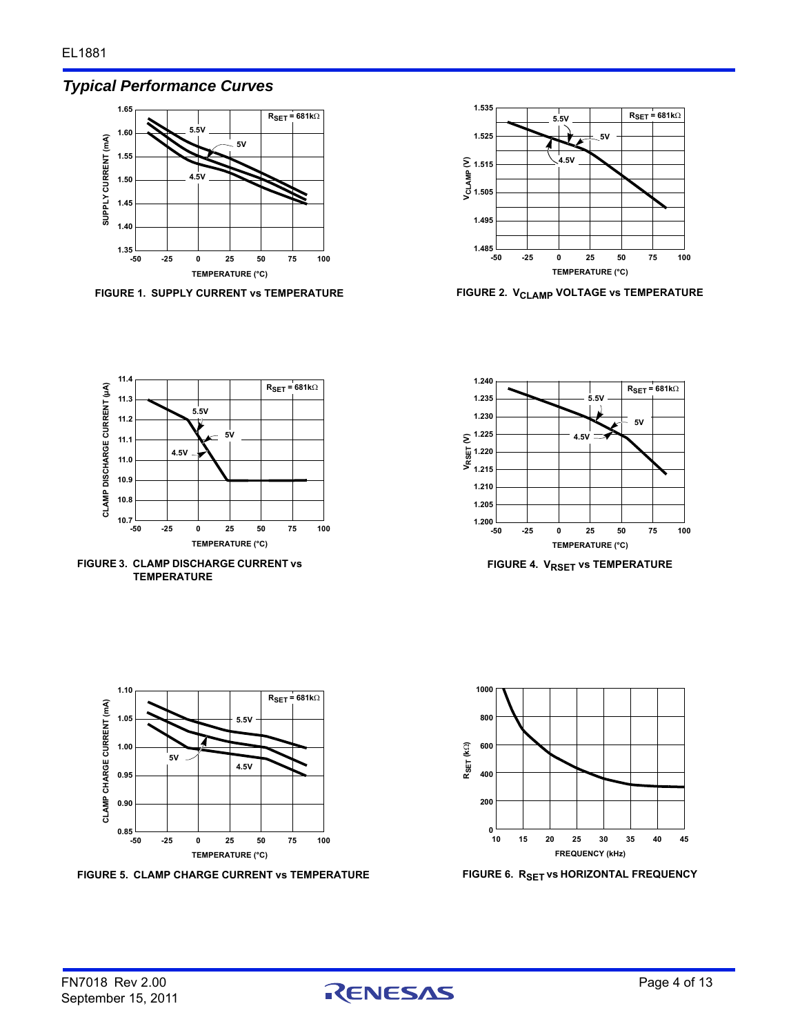## *Typical Performance Curves*

FIGURE 1. SUPPLY CURRENT vs TEMPERATURE

FIGURE 2. $V_{CLAMP}$ VOLTAGE vs TEMPERATURE

FIGURE 3. CLAMP DISCHARGE CURRENT vs TEMPERATURE

FIGURE 4. $V_{RSET}$ vs TEMPERATURE

FIGURE 5. CLAMP CHARGE CURRENT vs TEMPERATURE

FIGURE 6. $R_{SET}$ vs HORIZONTAL FREQUENCY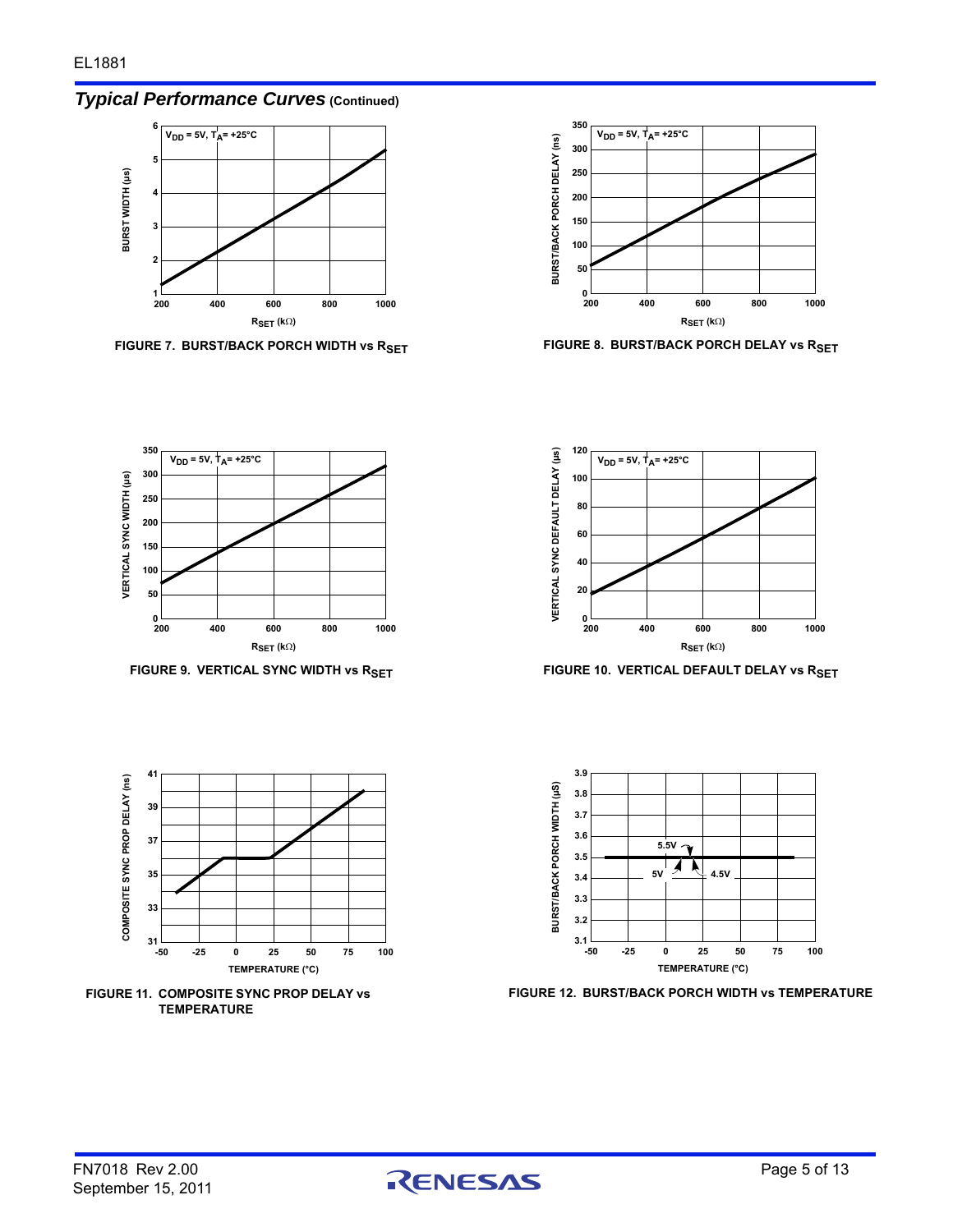## *Typical Performance Curves* (Continued)

FIGURE 7. BURST/BACK PORCH WIDTH vs $R_{SET}$

FIGURE 8. BURST/BACK PORCH DELAY vs $R_{SET}$

FIGURE 9. VERTICAL SYNC WIDTH vs $R_{SET}$

FIGURE 10. VERTICAL DEFAULT DELAY vs $R_{SET}$

FIGURE 11. COMPOSITE SYNC PROP DELAY vs TEMPERATURE

FIGURE 12. BURST/BACK PORCH WIDTH vs TEMPERATURE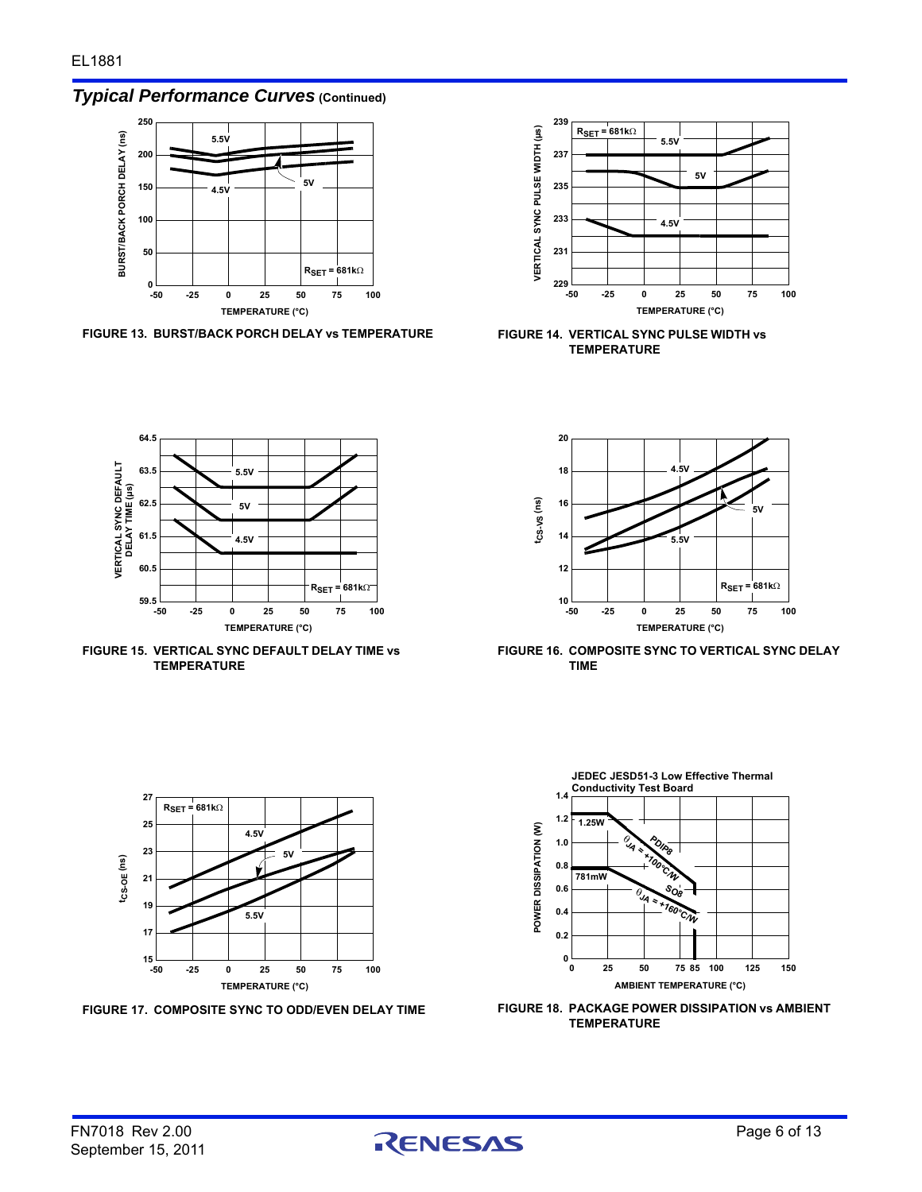## *Typical Performance Curves* (Continued)

FIGURE 13. BURST/BACK PORCH DELAY vs TEMPERATURE

FIGURE 14. VERTICAL SYNC PULSE WIDTH vs TEMPERATURE

FIGURE 15. VERTICAL SYNC DEFAULT DELAY TIME vs TEMPERATURE

FIGURE 16. COMPOSITE SYNC TO VERTICAL SYNC DELAY TIME

FIGURE 17. COMPOSITE SYNC TO ODD/EVEN DELAY TIME

FIGURE 18. PACKAGE POWER DISSIPATION vs AMBIENT TEMPERATURE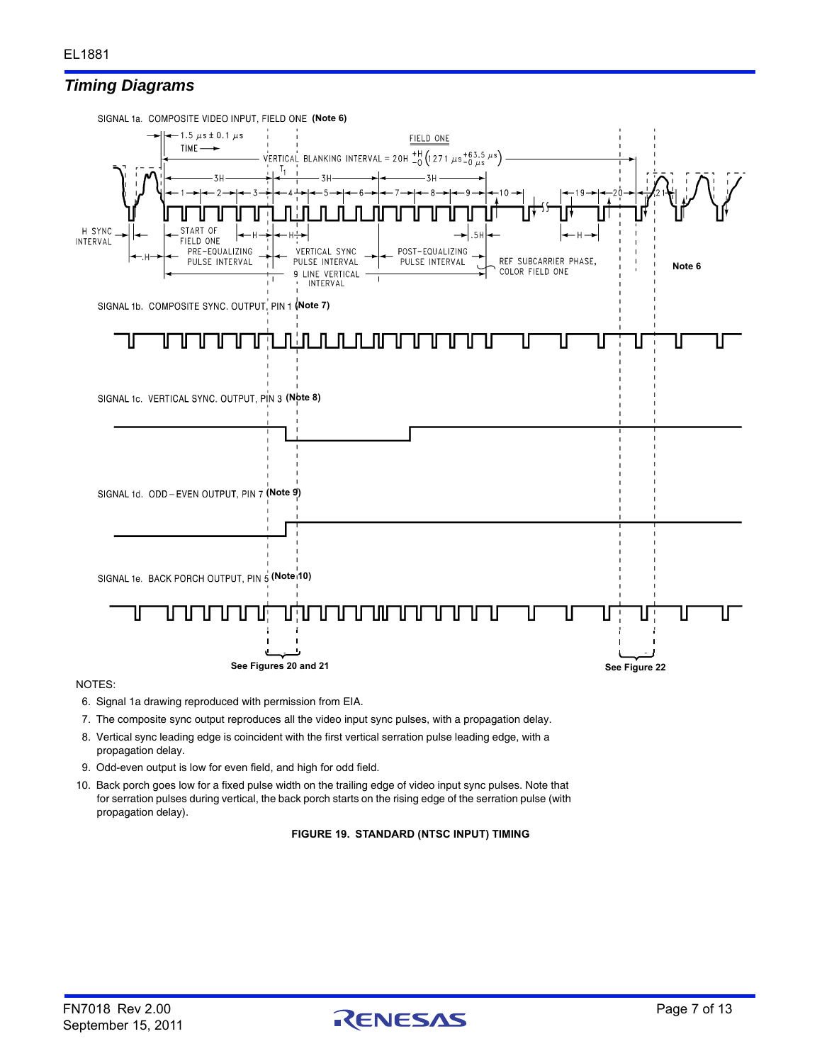## Timing Diagrams

SIGNAL 1a. COMPOSITE VIDEO INPUT, FIELD ONE **(Note 6)**

SIGNAL 1b. COMPOSITE SYNC. OUTPUT, PIN 1 **(Note 7)**

SIGNAL 1c. VERTICAL SYNC. OUTPUT, PIN 3 **(Note 8)**

SIGNAL 1d. ODD – EVEN OUTPUT, PIN 7 **(Note 9)**

SIGNAL 1e. BACK PORCH OUTPUT, PIN 5 **(Note 10)**

**See Figures 20 and 21** **See Figure 22**

NOTES:

6. Signal 1a drawing reproduced with permission from EIA.
7. The composite sync output reproduces all the video input sync pulses, with a propagation delay.
8. Vertical sync leading edge is coincident with the first vertical serration pulse leading edge, with a propagation delay.
9. Odd-even output is low for even field, and high for odd field.
10. Back porch goes low for a fixed pulse width on the trailing edge of video input sync pulses. Note that for serration pulses during vertical, the back porch starts on the rising edge of the serration pulse (with propagation delay).

**FIGURE 19. STANDARD (NTSC INPUT) TIMING**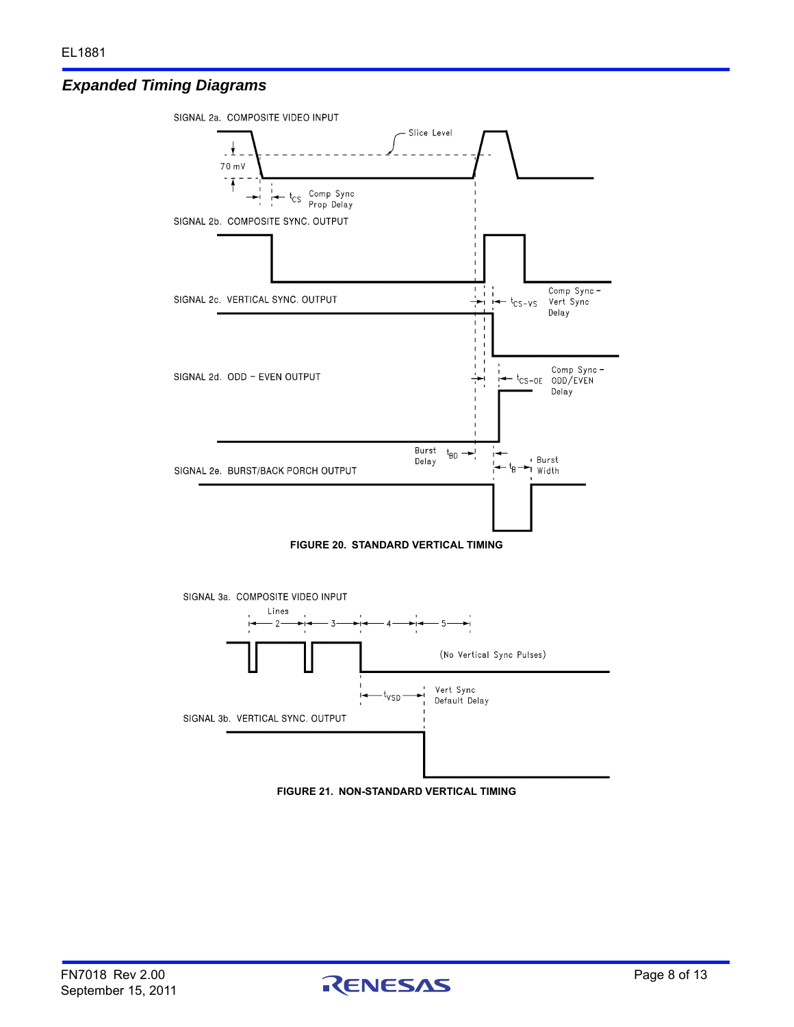## *Expanded Timing Diagrams*

SIGNAL 2a. COMPOSITE VIDEO INPUT

Slice Level

70 mV

$t_{CS}$ Comp Sync Prop Delay

SIGNAL 2b. COMPOSITE SYNC. OUTPUT

SIGNAL 2c. VERTICAL SYNC. OUTPUT

$t_{CS-VS}$ Comp Sync - Vert Sync Delay

SIGNAL 2d. ODD - EVEN OUTPUT

$t_{CS-OE}$ Comp Sync - ODD/EVEN Delay

Burst Delay $t_{BD}$

$t_B$ Burst Width

SIGNAL 2e. BURST/BACK PORCH OUTPUT

**FIGURE 20. STANDARD VERTICAL TIMING**

SIGNAL 3a. COMPOSITE VIDEO INPUT

Lines 2 3 4 5

(No Vertical Sync Pulses)

$t_{VSD}$ Vert Sync Default Delay

SIGNAL 3b. VERTICAL SYNC. OUTPUT

**FIGURE 21. NON-STANDARD VERTICAL TIMING**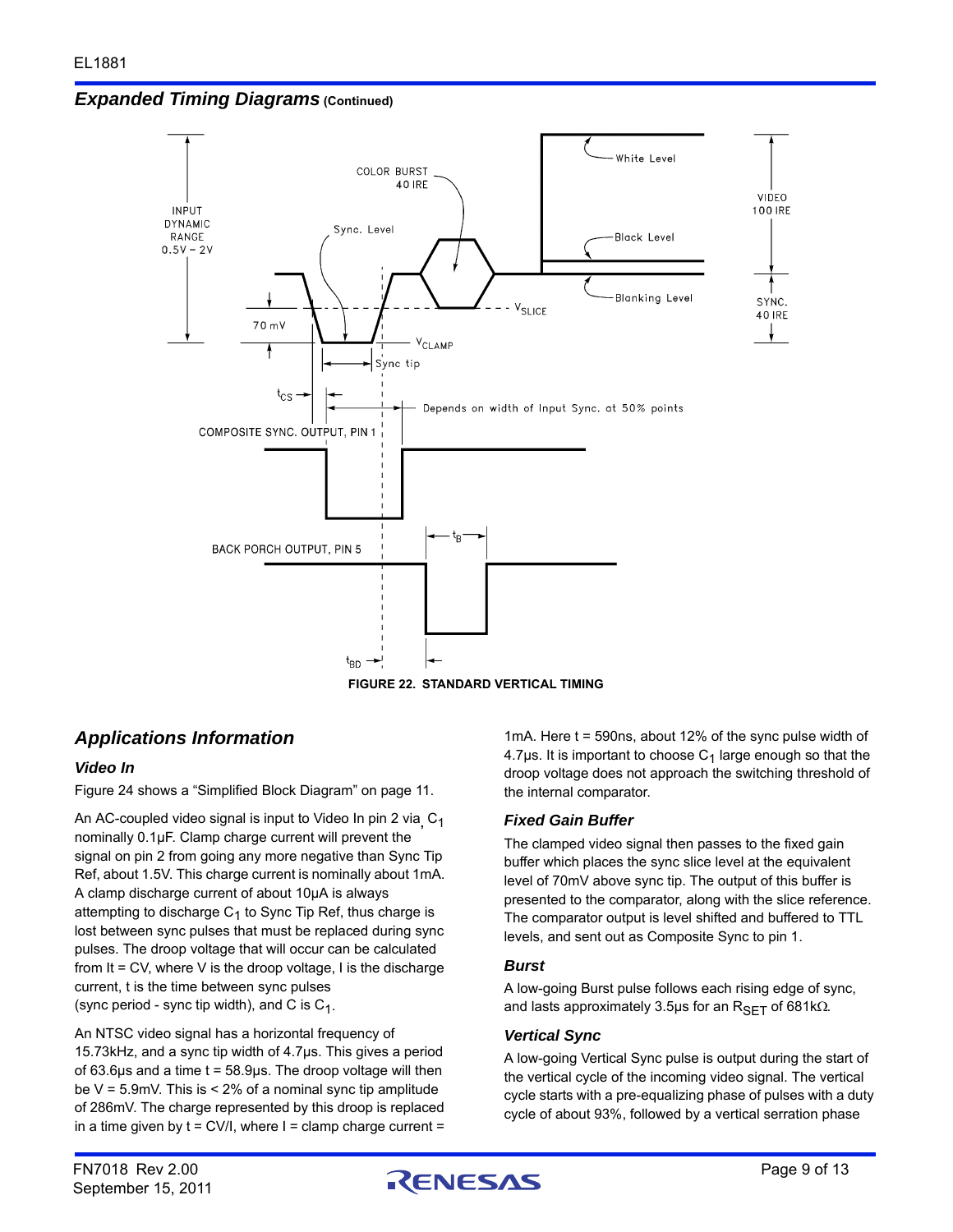## *Expanded Timing Diagrams* (Continued)

FIGURE 22. STANDARD VERTICAL TIMING

## *Applications Information*

### *Video In*

Figure 24 shows a "Simplified Block Diagram" on page 11.

An AC-coupled video signal is input to Video In pin 2 via $C_1$ nominally 0.1µF. Clamp charge current will prevent the signal on pin 2 from going any more negative than Sync Tip Ref, about 1.5V. This charge current is nominally about 1mA. A clamp discharge current of about 10µA is always attempting to discharge $C_1$ to Sync Tip Ref, thus charge is lost between sync pulses that must be replaced during sync pulses. The droop voltage that will occur can be calculated from It = CV, where V is the droop voltage, I is the discharge current, t is the time between sync pulses (sync period - sync tip width), and C is $C_1$.

An NTSC video signal has a horizontal frequency of 15.73kHz, and a sync tip width of 4.7µs. This gives a period of 63.6µs and a time t = 58.9µs. The droop voltage will then be V = 5.9mV. This is < 2% of a nominal sync tip amplitude of 286mV. The charge represented by this droop is replaced in a time given by t = CV/I, where I = clamp charge current = 1mA. Here t = 590ns, about 12% of the sync pulse width of 4.7µs. It is important to choose $C_1$ large enough so that the droop voltage does not approach the switching threshold of the internal comparator.

### *Fixed Gain Buffer*

The clamped video signal then passes to the fixed gain buffer which places the sync slice level at the equivalent level of 70mV above sync tip. The output of this buffer is presented to the comparator, along with the slice reference. The comparator output is level shifted and buffered to TTL levels, and sent out as Composite Sync to pin 1.

### *Burst*

A low-going Burst pulse follows each rising edge of sync, and lasts approximately 3.5µs for an $R_{SET}$ of 681kΩ.

### *Vertical Sync*

A low-going Vertical Sync pulse is output during the start of the vertical cycle of the incoming video signal. The vertical cycle starts with a pre-equalizing phase of pulses with a duty cycle of about 93%, followed by a vertical serration phase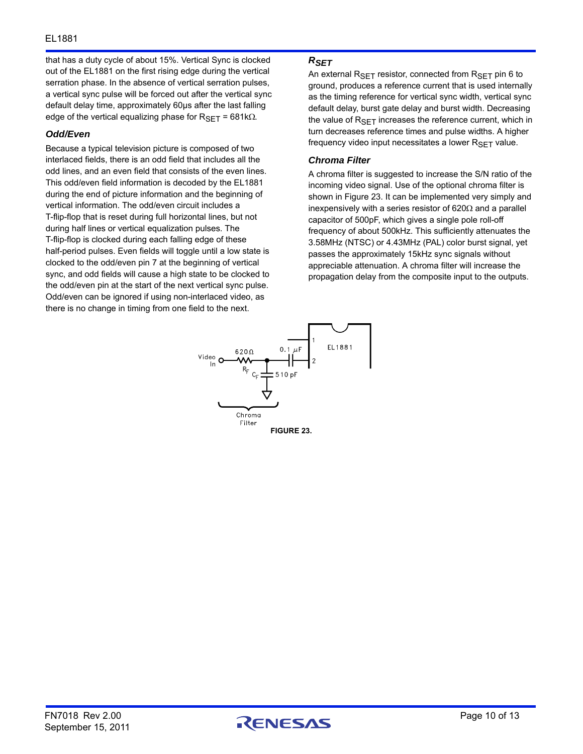that has a duty cycle of about 15%. Vertical Sync is clocked out of the EL1881 on the first rising edge during the vertical serration phase. In the absence of vertical serration pulses, a vertical sync pulse will be forced out after the vertical sync default delay time, approximately 60µs after the last falling edge of the vertical equalizing phase for $R_{SET}$ = 681kΩ.

### *Odd/Even*

Because a typical television picture is composed of two interlaced fields, there is an odd field that includes all the odd lines, and an even field that consists of the even lines. This odd/even field information is decoded by the EL1881 during the end of picture information and the beginning of vertical information. The odd/even circuit includes a T-flip-flop that is reset during full horizontal lines, but not during half lines or vertical equalization pulses. The T-flip-flop is clocked during each falling edge of these half-period pulses. Even fields will toggle until a low state is clocked to the odd/even pin 7 at the beginning of vertical sync, and odd fields will cause a high state to be clocked to the odd/even pin at the start of the next vertical sync pulse. Odd/even can be ignored if using non-interlaced video, as there is no change in timing from one field to the next.

### *$R_{SET}$*

An external $R_{SET}$ resistor, connected from $R_{SET}$ pin 6 to ground, produces a reference current that is used internally as the timing reference for vertical sync width, vertical sync default delay, burst gate delay and burst width. Decreasing the value of $R_{SET}$ increases the reference current, which in turn decreases reference times and pulse widths. A higher frequency video input necessitates a lower $R_{SET}$ value.

### *Chroma Filter*

A chroma filter is suggested to increase the S/N ratio of the incoming video signal. Use of the optional chroma filter is shown in Figure 23. It can be implemented very simply and inexpensively with a series resistor of 620Ω and a parallel capacitor of 500pF, which gives a single pole roll-off frequency of about 500kHz. This sufficiently attenuates the 3.58MHz (NTSC) or 4.43MHz (PAL) color burst signal, yet passes the approximately 15kHz sync signals without appreciable attenuation. A chroma filter will increase the propagation delay from the composite input to the outputs.

**FIGURE 23.**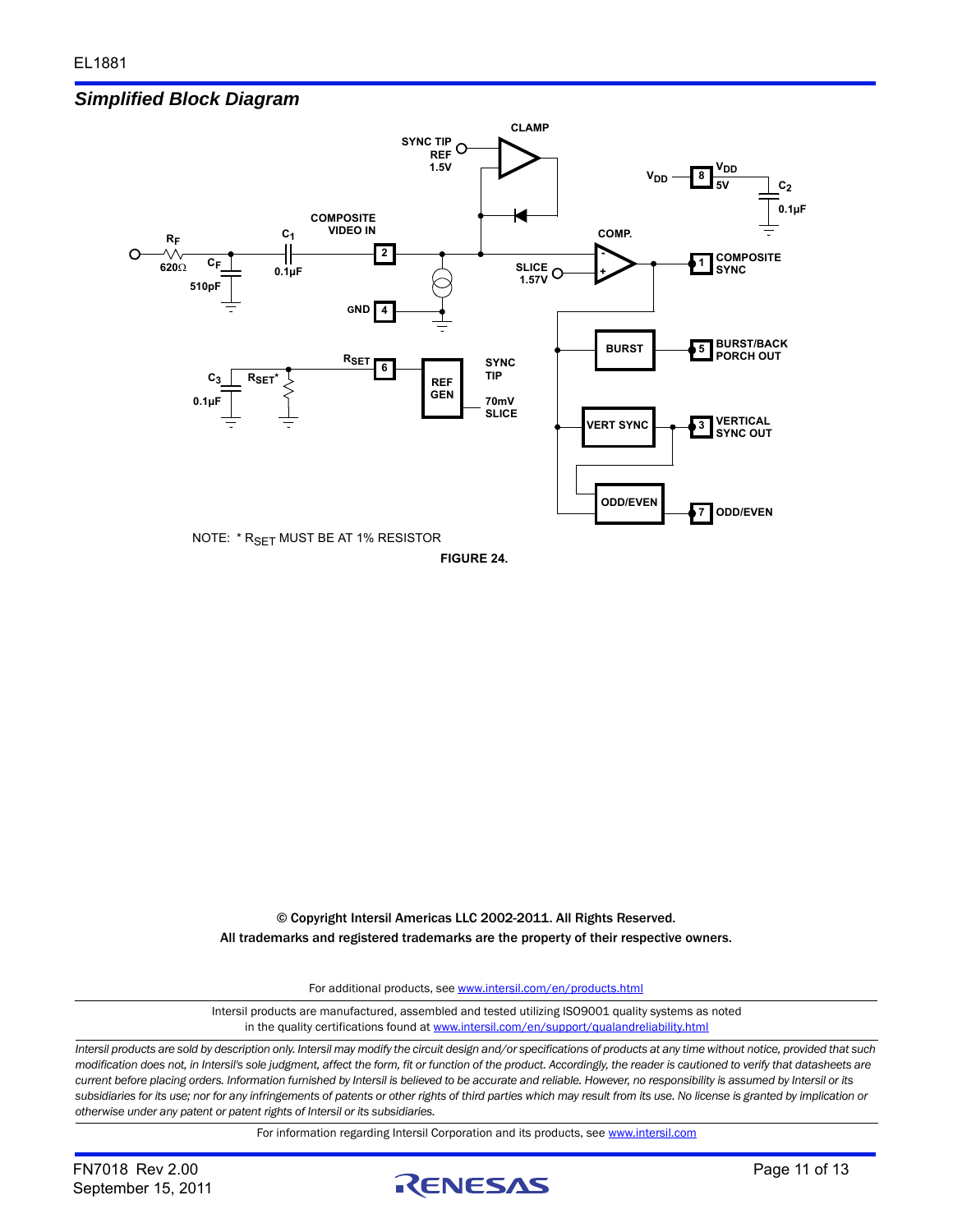## Simplified Block Diagram

NOTE: * $R_{SET}$ MUST BE AT 1% RESISTOR

**FIGURE 24.**

© Copyright Intersil Americas LLC 2002-2011. All Rights Reserved.
All trademarks and registered trademarks are the property of their respective owners.

For additional products, see www.intersil.com/en/products.html

Intersil products are manufactured, assembled and tested utilizing ISO9001 quality systems as noted in the quality certifications found at www.intersil.com/en/support/qualandreliability.html

*Intersil products are sold by description only. Intersil may modify the circuit design and/or specifications of products at any time without notice, provided that such modification does not, in Intersil's sole judgment, affect the form, fit or function of the product. Accordingly, the reader is cautioned to verify that datasheets are current before placing orders. Information furnished by Intersil is believed to be accurate and reliable. However, no responsibility is assumed by Intersil or its subsidiaries for its use; nor for any infringements of patents or other rights of third parties which may result from its use. No license is granted by implication or otherwise under any patent or patent rights of Intersil or its subsidiaries.*

For information regarding Intersil Corporation and its products, see www.intersil.com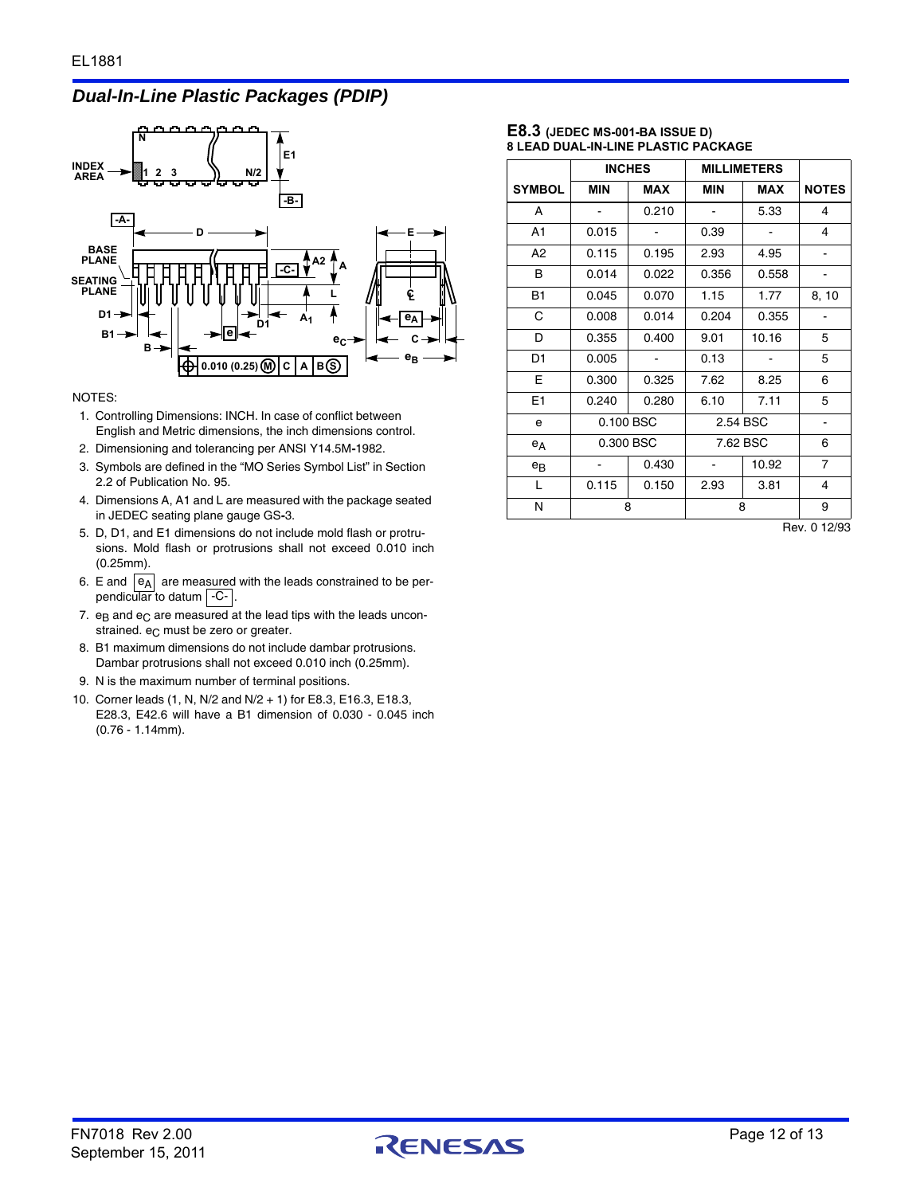## Dual-In-Line Plastic Packages (PDIP)

NOTES:

1. Controlling Dimensions: INCH. In case of conflict between English and Metric dimensions, the inch dimensions control.
2. Dimensioning and tolerancing per ANSI Y14.5M-1982.
3. Symbols are defined in the "MO Series Symbol List" in Section 2.2 of Publication No. 95.
4. Dimensions A, A1 and L are measured with the package seated in JEDEC seating plane gauge GS-3.
5. D, D1, and E1 dimensions do not include mold flash or protrusions. Mold flash or protrusions shall not exceed 0.010 inch (0.25mm).
6. E and $e_A$ are measured with the leads constrained to be perpendicular to datum -C- .
7. $e_B$ and $e_C$ are measured at the lead tips with the leads unconstrained. $e_C$ must be zero or greater.
8. B1 maximum dimensions do not include dambar protrusions. Dambar protrusions shall not exceed 0.010 inch (0.25mm).
9. N is the maximum number of terminal positions.
10. Corner leads (1, N, N/2 and N/2 + 1) for E8.3, E16.3, E18.3, E28.3, E42.6 will have a B1 dimension of 0.030 - 0.045 inch (0.76 - 1.14mm).

### E8.3 (JEDEC MS-001-BA ISSUE D)
**8 LEAD DUAL-IN-LINE PLASTIC PACKAGE**

| | INCHES | | MILLIMETERS | | |
|---|---|---|---|---|---|
| SYMBOL | MIN | MAX | MIN | MAX | NOTES |
| A | - | 0.210 | - | 5.33 | 4 |
| A1 | 0.015 | - | 0.39 | - | 4 |
| A2 | 0.115 | 0.195 | 2.93 | 4.95 | - |
| B | 0.014 | 0.022 | 0.356 | 0.558 | - |
| B1 | 0.045 | 0.070 | 1.15 | 1.77 | 8, 10 |
| C | 0.008 | 0.014 | 0.204 | 0.355 | - |
| D | 0.355 | 0.400 | 9.01 | 10.16 | 5 |
| D1 | 0.005 | - | 0.13 | - | 5 |
| E | 0.300 | 0.325 | 7.62 | 8.25 | 6 |
| E1 | 0.240 | 0.280 | 6.10 | 7.11 | 5 |
| e | 0.100 BSC | | 2.54 BSC | | - |
| $e_A$ | 0.300 BSC | | 7.62 BSC | | 6 |
| $e_B$ | - | 0.430 | - | 10.92 | 7 |
| L | 0.115 | 0.150 | 2.93 | 3.81 | 4 |
| N | 8 | | 8 | | 9 |

Rev. 0 12/93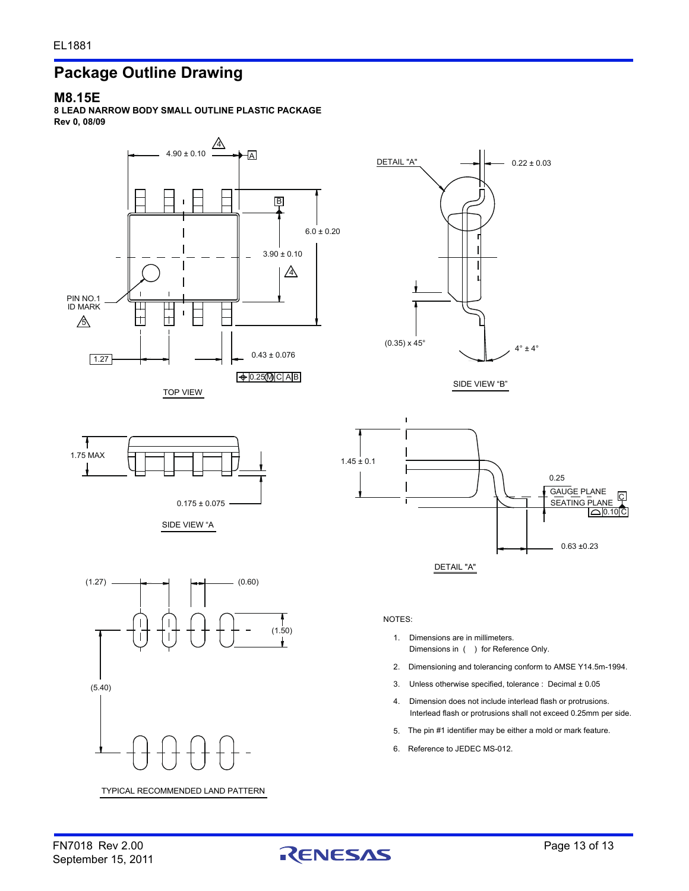## Package Outline Drawing

### M8.15E

**8 LEAD NARROW BODY SMALL OUTLINE PLASTIC PACKAGE**
**Rev 0, 08/09**

4.90 ± 0.10
A
B
6.0 ± 0.20
3.90 ± 0.10
4
PIN NO.1 ID MARK
5
1.27
0.43 ± 0.076
0.25 M C A B
TOP VIEW

DETAIL "A"
0.22 ± 0.03
(0.35) x 45°
4° ± 4°
SIDE VIEW "B"

1.75 MAX
0.175 ± 0.075
SIDE VIEW "A

1.45 ± 0.1
0.25
GAUGE PLANE
SEATING PLANE
C
0.10 C
0.63 ±0.23
DETAIL "A"

(1.27)
(0.60)
(1.50)
(5.40)
TYPICAL RECOMMENDED LAND PATTERN

NOTES:

1. Dimensions are in millimeters.
   Dimensions in ( ) for Reference Only.
2. Dimensioning and tolerancing conform to AMSE Y14.5m-1994.
3. Unless otherwise specified, tolerance : Decimal ± 0.05
4. Dimension does not include interlead flash or protrusions.
   Interlead flash or protrusions shall not exceed 0.25mm per side.
5. The pin #1 identifier may be either a mold or mark feature.
6. Reference to JEDEC MS-012.